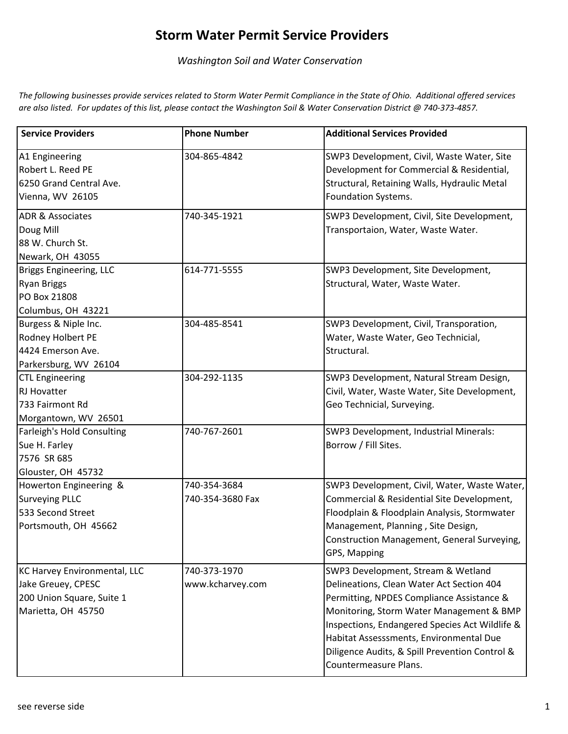# Storm Water Permit Service Providers

*Washington Soil and Water Conservation*

*The following businesses provide services related to Storm Water Permit Compliance in the State of Ohio. Additional offered services are also listed. For updates of this list, please contact the Washington Soil & Water Conservation District @ 740-373-4857.*

| Service Providers | Phone Number | Additional Services Provided |
|---|---|---|
| A1 Engineering<br>Robert L. Reed PE<br>6250 Grand Central Ave.<br>Vienna, WV 26105 | 304-865-4842 | SWP3 Development, Civil, Waste Water, Site Development for Commercial & Residential, Structural, Retaining Walls, Hydraulic Metal Foundation Systems. |
| ADR & Associates<br>Doug Mill<br>88 W. Church St.<br>Newark, OH 43055 | 740-345-1921 | SWP3 Development, Civil, Site Development, Transportaion, Water, Waste Water. |
| Briggs Engineering, LLC<br>Ryan Briggs<br>PO Box 21808<br>Columbus, OH 43221 | 614-771-5555 | SWP3 Development, Site Development, Structural, Water, Waste Water. |
| Burgess & Niple Inc.<br>Rodney Holbert PE<br>4424 Emerson Ave.<br>Parkersburg, WV 26104 | 304-485-8541 | SWP3 Development, Civil, Transporation, Water, Waste Water, Geo Technicial, Structural. |
| CTL Engineering<br>RJ Hovatter<br>733 Fairmont Rd<br>Morgantown, WV 26501 | 304-292-1135 | SWP3 Development, Natural Stream Design, Civil, Water, Waste Water, Site Development, Geo Technicial, Surveying. |
| Farleigh's Hold Consulting<br>Sue H. Farley<br>7576 SR 685<br>Glouster, OH 45732 | 740-767-2601 | SWP3 Development, Industrial Minerals: Borrow / Fill Sites. |
| Howerton Engineering &<br>Surveying PLLC<br>533 Second Street<br>Portsmouth, OH 45662 | 740-354-3684<br>740-354-3680 Fax | SWP3 Development, Civil, Water, Waste Water, Commercial & Residential Site Development, Floodplain & Floodplain Analysis, Stormwater Management, Planning , Site Design, Construction Management, General Surveying, GPS, Mapping |
| KC Harvey Environmental, LLC<br>Jake Greuey, CPESC<br>200 Union Square, Suite 1<br>Marietta, OH 45750 | 740-373-1970<br>www.kcharvey.com | SWP3 Development, Stream & Wetland Delineations, Clean Water Act Section 404 Permitting, NPDES Compliance Assistance & Monitoring, Storm Water Management & BMP Inspections, Endangered Species Act Wildlife & Habitat Assesssments, Environmental Due Diligence Audits, & Spill Prevention Control & Countermeasure Plans. |

see reverse side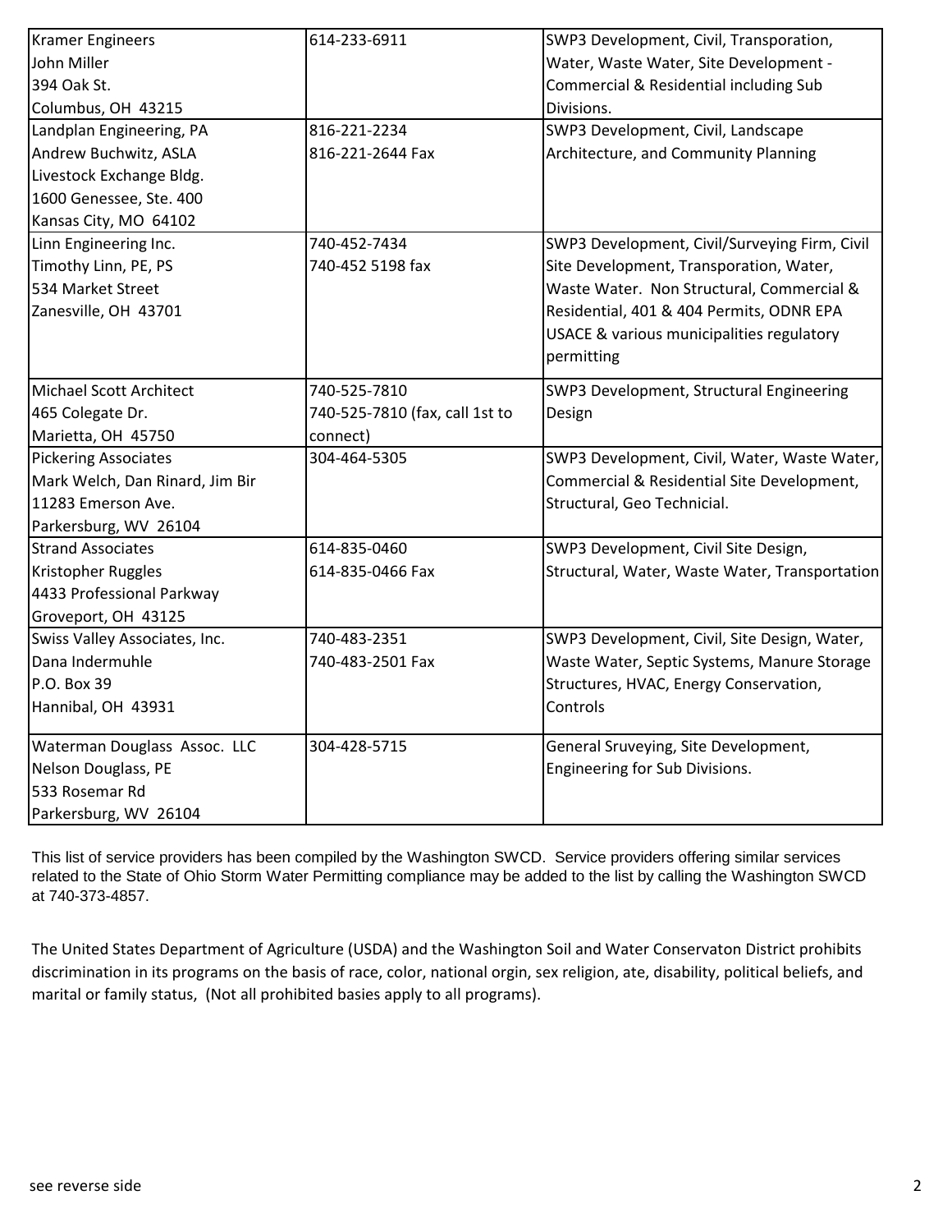| | | |
|---|---|---|
| Kramer Engineers<br>John Miller<br>394 Oak St.<br>Columbus, OH 43215 | 614-233-6911 | SWP3 Development, Civil, Transporation, Water, Waste Water, Site Development - Commercial & Residential including Sub Divisions. |
| Landplan Engineering, PA<br>Andrew Buchwitz, ASLA<br>Livestock Exchange Bldg.<br>1600 Genessee, Ste. 400<br>Kansas City, MO 64102 | 816-221-2234<br>816-221-2644 Fax | SWP3 Development, Civil, Landscape Architecture, and Community Planning |
| Linn Engineering Inc.<br>Timothy Linn, PE, PS<br>534 Market Street<br>Zanesville, OH 43701 | 740-452-7434<br>740-452 5198 fax | SWP3 Development, Civil/Surveying Firm, Civil Site Development, Transporation, Water, Waste Water. Non Structural, Commercial & Residential, 401 & 404 Permits, ODNR EPA USACE & various municipalities regulatory permitting |
| Michael Scott Architect<br>465 Colegate Dr.<br>Marietta, OH 45750 | 740-525-7810<br>740-525-7810 (fax, call 1st to connect) | SWP3 Development, Structural Engineering Design |
| Pickering Associates<br>Mark Welch, Dan Rinard, Jim Bir<br>11283 Emerson Ave.<br>Parkersburg, WV 26104 | 304-464-5305 | SWP3 Development, Civil, Water, Waste Water, Commercial & Residential Site Development, Structural, Geo Technicial. |
| Strand Associates<br>Kristopher Ruggles<br>4433 Professional Parkway<br>Groveport, OH 43125 | 614-835-0460<br>614-835-0466 Fax | SWP3 Development, Civil Site Design, Structural, Water, Waste Water, Transportation |
| Swiss Valley Associates, Inc.<br>Dana Indermuhle<br>P.O. Box 39<br>Hannibal, OH 43931 | 740-483-2351<br>740-483-2501 Fax | SWP3 Development, Civil, Site Design, Water, Waste Water, Septic Systems, Manure Storage Structures, HVAC, Energy Conservation, Controls |
| Waterman Douglass Assoc. LLC<br>Nelson Douglass, PE<br>533 Rosemar Rd<br>Parkersburg, WV 26104 | 304-428-5715 | General Sruveying, Site Development, Engineering for Sub Divisions. |

This list of service providers has been compiled by the Washington SWCD. Service providers offering similar services related to the State of Ohio Storm Water Permitting compliance may be added to the list by calling the Washington SWCD at 740-373-4857.

The United States Department of Agriculture (USDA) and the Washington Soil and Water Conservaton District prohibits discrimination in its programs on the basis of race, color, national orgin, sex religion, ate, disability, political beliefs, and marital or family status, (Not all prohibited basies apply to all programs).

see reverse side